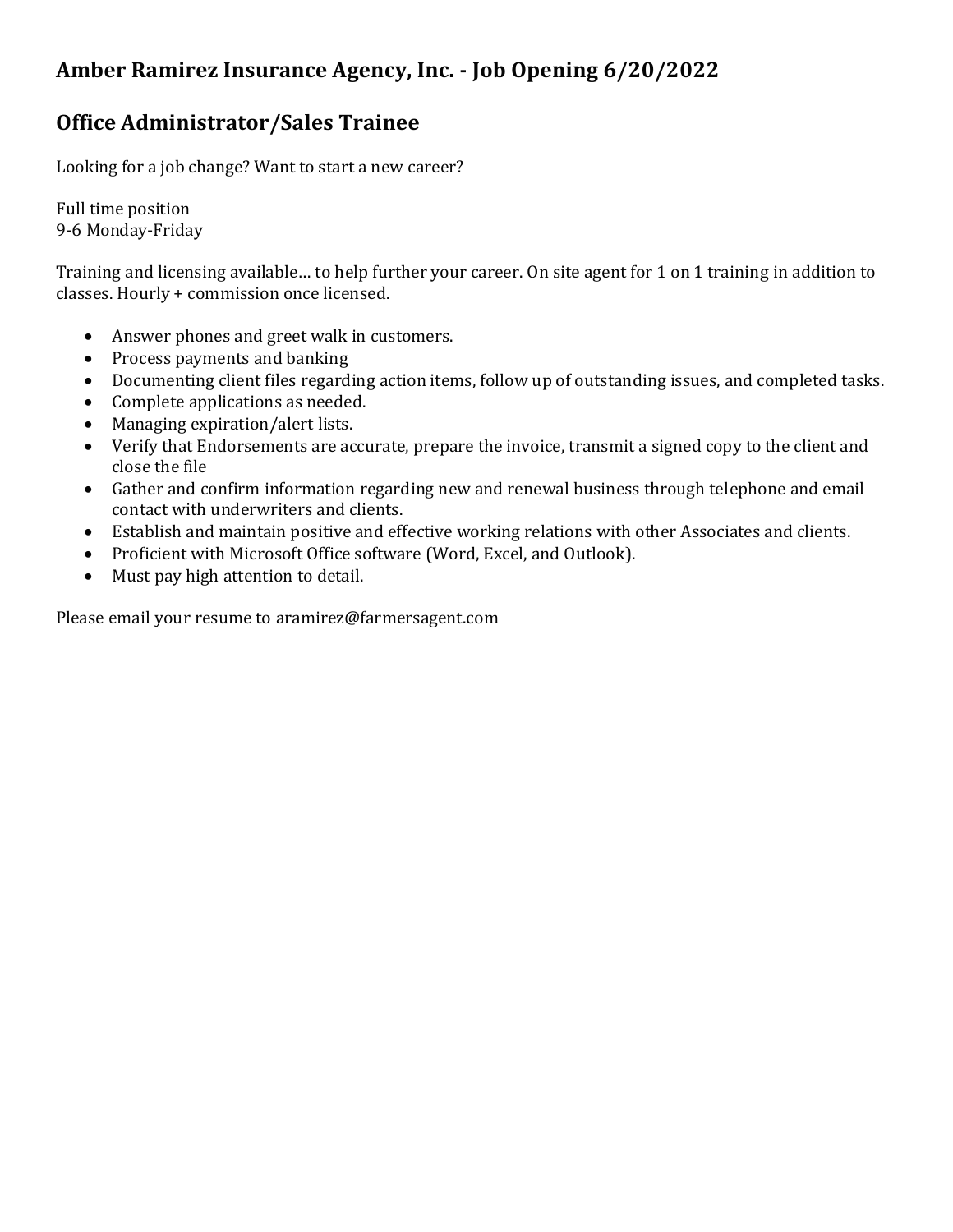## Amber Ramirez Insurance Agency, Inc. - Job Opening 6/20/2022

## Office Administrator/Sales Trainee

Looking for a job change? Want to start a new career?

Full time position
9-6 Monday-Friday

Training and licensing available… to help further your career. On site agent for 1 on 1 training in addition to classes. Hourly + commission once licensed.

- Answer phones and greet walk in customers.
- Process payments and banking
- Documenting client files regarding action items, follow up of outstanding issues, and completed tasks.
- Complete applications as needed.
- Managing expiration/alert lists.
- Verify that Endorsements are accurate, prepare the invoice, transmit a signed copy to the client and close the file
- Gather and confirm information regarding new and renewal business through telephone and email contact with underwriters and clients.
- Establish and maintain positive and effective working relations with other Associates and clients.
- Proficient with Microsoft Office software (Word, Excel, and Outlook).
- Must pay high attention to detail.

Please email your resume to aramirez@farmersagent.com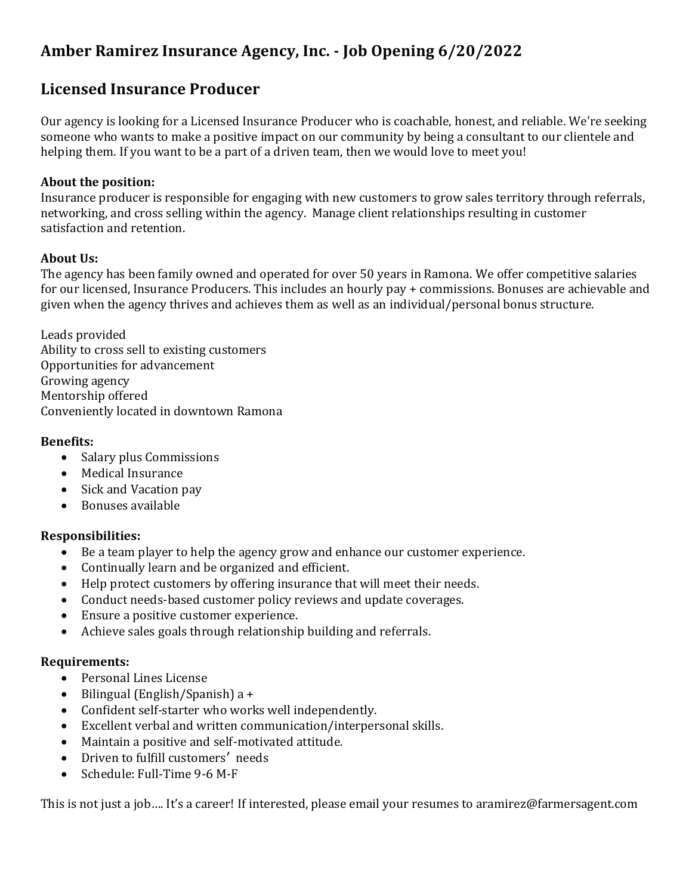## Amber Ramirez Insurance Agency, Inc. - Job Opening 6/20/2022

## Licensed Insurance Producer

Our agency is looking for a Licensed Insurance Producer who is coachable, honest, and reliable. We're seeking someone who wants to make a positive impact on our community by being a consultant to our clientele and helping them. If you want to be a part of a driven team, then we would love to meet you!

**About the position:**
Insurance producer is responsible for engaging with new customers to grow sales territory through referrals, networking, and cross selling within the agency. Manage client relationships resulting in customer satisfaction and retention.

**About Us:**
The agency has been family owned and operated for over 50 years in Ramona. We offer competitive salaries for our licensed, Insurance Producers. This includes an hourly pay + commissions. Bonuses are achievable and given when the agency thrives and achieves them as well as an individual/personal bonus structure.

Leads provided
Ability to cross sell to existing customers
Opportunities for advancement
Growing agency
Mentorship offered
Conveniently located in downtown Ramona

**Benefits:**

- Salary plus Commissions
- Medical Insurance
- Sick and Vacation pay
- Bonuses available

**Responsibilities:**

- Be a team player to help the agency grow and enhance our customer experience.
- Continually learn and be organized and efficient.
- Help protect customers by offering insurance that will meet their needs.
- Conduct needs-based customer policy reviews and update coverages.
- Ensure a positive customer experience.
- Achieve sales goals through relationship building and referrals.

**Requirements:**

- Personal Lines License
- Bilingual (English/Spanish) a +
- Confident self-starter who works well independently.
- Excellent verbal and written communication/interpersonal skills.
- Maintain a positive and self-motivated attitude.
- Driven to fulfill customers' needs
- Schedule: Full-Time 9-6 M-F

This is not just a job…. It's a career! If interested, please email your resumes to aramirez@farmersagent.com